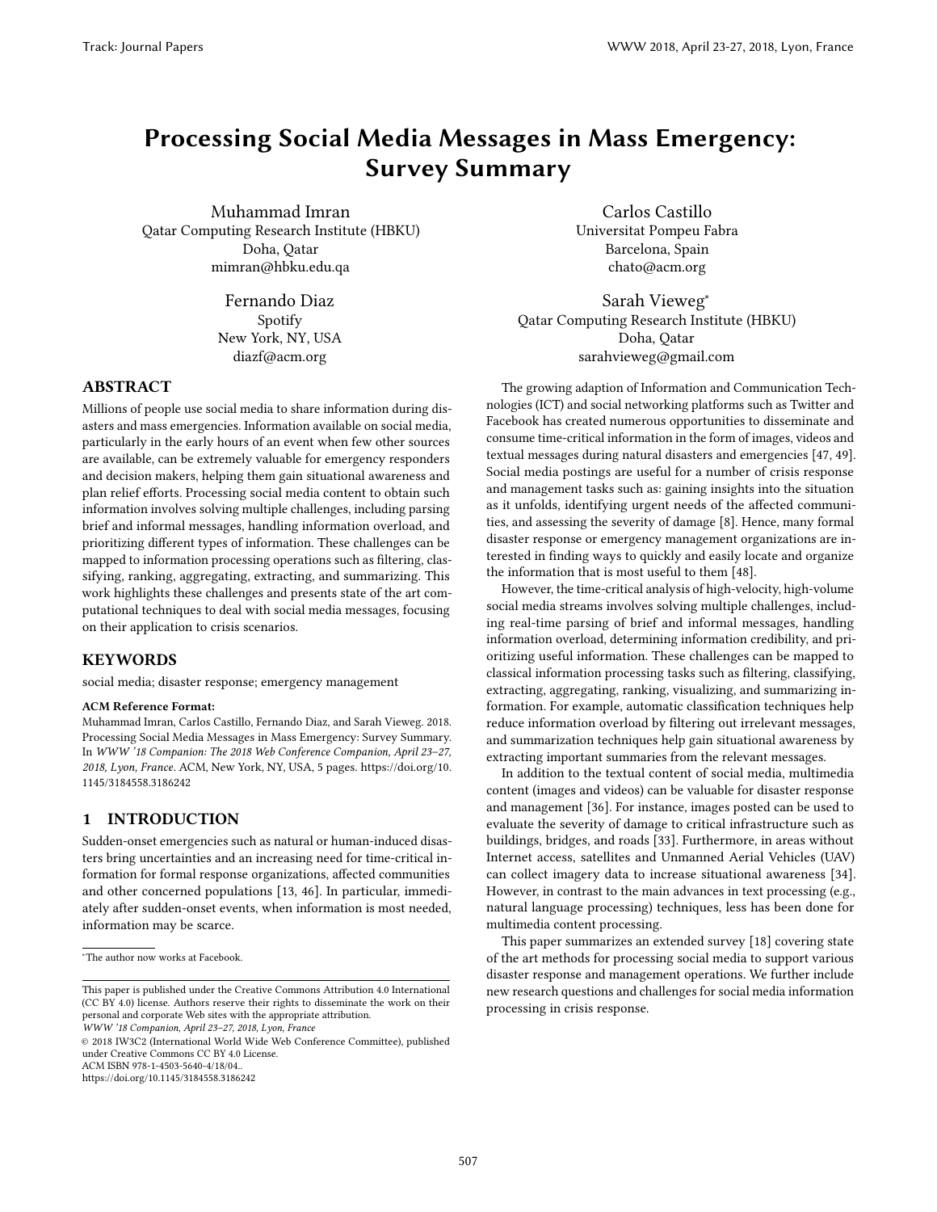# Processing Social Media Messages in Mass Emergency: Survey Summary

Muhammad Imran
Qatar Computing Research Institute (HBKU)
Doha, Qatar
mimran@hbku.edu.qa

Carlos Castillo
Universitat Pompeu Fabra
Barcelona, Spain
chato@acm.org

Fernando Diaz
Spotify
New York, NY, USA
diazf@acm.org

Sarah Vieweg[*]
Qatar Computing Research Institute (HBKU)
Doha, Qatar
sarahvieweg@gmail.com

## ABSTRACT

Millions of people use social media to share information during disasters and mass emergencies. Information available on social media, particularly in the early hours of an event when few other sources are available, can be extremely valuable for emergency responders and decision makers, helping them gain situational awareness and plan relief efforts. Processing social media content to obtain such information involves solving multiple challenges, including parsing brief and informal messages, handling information overload, and prioritizing different types of information. These challenges can be mapped to information processing operations such as filtering, classifying, ranking, aggregating, extracting, and summarizing. This work highlights these challenges and presents state of the art computational techniques to deal with social media messages, focusing on their application to crisis scenarios.

## KEYWORDS

social media; disaster response; emergency management

**ACM Reference Format:**
Muhammad Imran, Carlos Castillo, Fernando Diaz, and Sarah Vieweg. 2018. Processing Social Media Messages in Mass Emergency: Survey Summary. In *WWW '18 Companion: The 2018 Web Conference Companion, April 23–27, 2018, Lyon, France.* ACM, New York, NY, USA, 5 pages. https://doi.org/10.1145/3184558.3186242

## 1 INTRODUCTION

Sudden-onset emergencies such as natural or human-induced disasters bring uncertainties and an increasing need for time-critical information for formal response organizations, affected communities and other concerned populations [13, 46]. In particular, immediately after sudden-onset events, when information is most needed, information may be scarce.

The growing adaption of Information and Communication Technologies (ICT) and social networking platforms such as Twitter and Facebook has created numerous opportunities to disseminate and consume time-critical information in the form of images, videos and textual messages during natural disasters and emergencies [47, 49]. Social media postings are useful for a number of crisis response and management tasks such as: gaining insights into the situation as it unfolds, identifying urgent needs of the affected communities, and assessing the severity of damage [8]. Hence, many formal disaster response or emergency management organizations are interested in finding ways to quickly and easily locate and organize the information that is most useful to them [48].

However, the time-critical analysis of high-velocity, high-volume social media streams involves solving multiple challenges, including real-time parsing of brief and informal messages, handling information overload, determining information credibility, and prioritizing useful information. These challenges can be mapped to classical information processing tasks such as filtering, classifying, extracting, aggregating, ranking, visualizing, and summarizing information. For example, automatic classification techniques help reduce information overload by filtering out irrelevant messages, and summarization techniques help gain situational awareness by extracting important summaries from the relevant messages.

In addition to the textual content of social media, multimedia content (images and videos) can be valuable for disaster response and management [36]. For instance, images posted can be used to evaluate the severity of damage to critical infrastructure such as buildings, bridges, and roads [33]. Furthermore, in areas without Internet access, satellites and Unmanned Aerial Vehicles (UAV) can collect imagery data to increase situational awareness [34]. However, in contrast to the main advances in text processing (e.g., natural language processing) techniques, less has been done for multimedia content processing.

This paper summarizes an extended survey [18] covering state of the art methods for processing social media to support various disaster response and management operations. We further include new research questions and challenges for social media information processing in crisis response.

[*]The author now works at Facebook.

This paper is published under the Creative Commons Attribution 4.0 International (CC BY 4.0) license. Authors reserve their rights to disseminate the work on their personal and corporate Web sites with the appropriate attribution.
*WWW '18 Companion, April 23–27, 2018, Lyon, France*
© 2018 IW3C2 (International World Wide Web Conference Committee), published under Creative Commons CC BY 4.0 License.
ACM ISBN 978-1-4503-5640-4/18/04..
https://doi.org/10.1145/3184558.3186242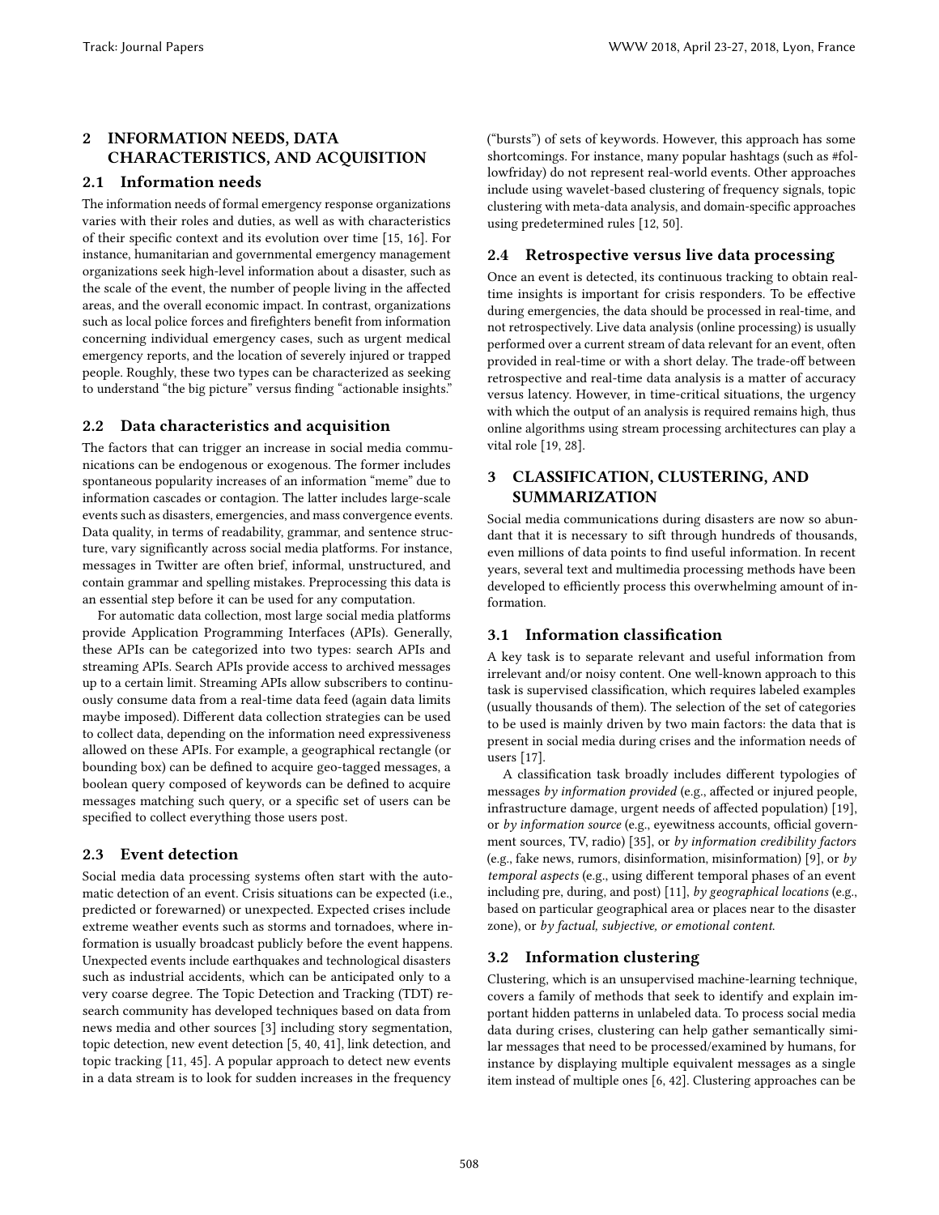## 2 INFORMATION NEEDS, DATA CHARACTERISTICS, AND ACQUISITION

### 2.1 Information needs

The information needs of formal emergency response organizations varies with their roles and duties, as well as with characteristics of their specific context and its evolution over time [15, 16]. For instance, humanitarian and governmental emergency management organizations seek high-level information about a disaster, such as the scale of the event, the number of people living in the affected areas, and the overall economic impact. In contrast, organizations such as local police forces and firefighters benefit from information concerning individual emergency cases, such as urgent medical emergency reports, and the location of severely injured or trapped people. Roughly, these two types can be characterized as seeking to understand "the big picture" versus finding "actionable insights."

### 2.2 Data characteristics and acquisition

The factors that can trigger an increase in social media communications can be endogenous or exogenous. The former includes spontaneous popularity increases of an information "meme" due to information cascades or contagion. The latter includes large-scale events such as disasters, emergencies, and mass convergence events. Data quality, in terms of readability, grammar, and sentence structure, vary significantly across social media platforms. For instance, messages in Twitter are often brief, informal, unstructured, and contain grammar and spelling mistakes. Preprocessing this data is an essential step before it can be used for any computation.

For automatic data collection, most large social media platforms provide Application Programming Interfaces (APIs). Generally, these APIs can be categorized into two types: search APIs and streaming APIs. Search APIs provide access to archived messages up to a certain limit. Streaming APIs allow subscribers to continuously consume data from a real-time data feed (again data limits maybe imposed). Different data collection strategies can be used to collect data, depending on the information need expressiveness allowed on these APIs. For example, a geographical rectangle (or bounding box) can be defined to acquire geo-tagged messages, a boolean query composed of keywords can be defined to acquire messages matching such query, or a specific set of users can be specified to collect everything those users post.

### 2.3 Event detection

Social media data processing systems often start with the automatic detection of an event. Crisis situations can be expected (i.e., predicted or forewarned) or unexpected. Expected crises include extreme weather events such as storms and tornadoes, where information is usually broadcast publicly before the event happens. Unexpected events include earthquakes and technological disasters such as industrial accidents, which can be anticipated only to a very coarse degree. The Topic Detection and Tracking (TDT) research community has developed techniques based on data from news media and other sources [3] including story segmentation, topic detection, new event detection [5, 40, 41], link detection, and topic tracking [11, 45]. A popular approach to detect new events in a data stream is to look for sudden increases in the frequency ("bursts") of sets of keywords. However, this approach has some shortcomings. For instance, many popular hashtags (such as #followfriday) do not represent real-world events. Other approaches include using wavelet-based clustering of frequency signals, topic clustering with meta-data analysis, and domain-specific approaches using predetermined rules [12, 50].

### 2.4 Retrospective versus live data processing

Once an event is detected, its continuous tracking to obtain real-time insights is important for crisis responders. To be effective during emergencies, the data should be processed in real-time, and not retrospectively. Live data analysis (online processing) is usually performed over a current stream of data relevant for an event, often provided in real-time or with a short delay. The trade-off between retrospective and real-time data analysis is a matter of accuracy versus latency. However, in time-critical situations, the urgency with which the output of an analysis is required remains high, thus online algorithms using stream processing architectures can play a vital role [19, 28].

## 3 CLASSIFICATION, CLUSTERING, AND SUMMARIZATION

Social media communications during disasters are now so abundant that it is necessary to sift through hundreds of thousands, even millions of data points to find useful information. In recent years, several text and multimedia processing methods have been developed to efficiently process this overwhelming amount of information.

### 3.1 Information classification

A key task is to separate relevant and useful information from irrelevant and/or noisy content. One well-known approach to this task is supervised classification, which requires labeled examples (usually thousands of them). The selection of the set of categories to be used is mainly driven by two main factors: the data that is present in social media during crises and the information needs of users [17].

A classification task broadly includes different typologies of messages *by information provided* (e.g., affected or injured people, infrastructure damage, urgent needs of affected population) [19], or *by information source* (e.g., eyewitness accounts, official government sources, TV, radio) [35], or *by information credibility factors* (e.g., fake news, rumors, disinformation, misinformation) [9], or *by temporal aspects* (e.g., using different temporal phases of an event including pre, during, and post) [11], *by geographical locations* (e.g., based on particular geographical area or places near to the disaster zone), or *by factual, subjective, or emotional content*.

### 3.2 Information clustering

Clustering, which is an unsupervised machine-learning technique, covers a family of methods that seek to identify and explain important hidden patterns in unlabeled data. To process social media data during crises, clustering can help gather semantically similar messages that need to be processed/examined by humans, for instance by displaying multiple equivalent messages as a single item instead of multiple ones [6, 42]. Clustering approaches can be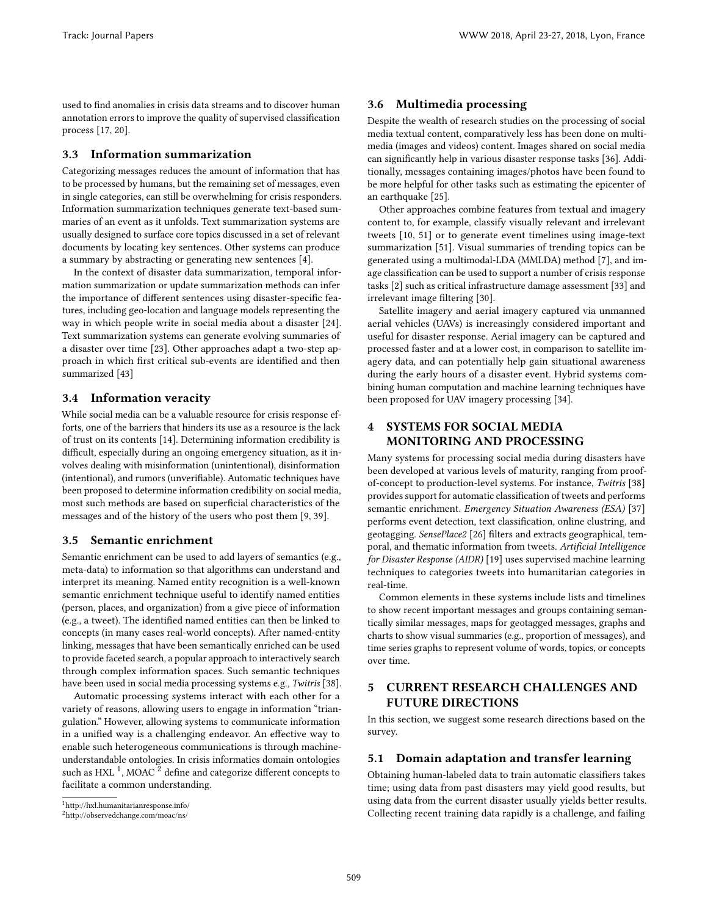used to find anomalies in crisis data streams and to discover human annotation errors to improve the quality of supervised classification process [17, 20].

### 3.3 Information summarization

Categorizing messages reduces the amount of information that has to be processed by humans, but the remaining set of messages, even in single categories, can still be overwhelming for crisis responders. Information summarization techniques generate text-based summaries of an event as it unfolds. Text summarization systems are usually designed to surface core topics discussed in a set of relevant documents by locating key sentences. Other systems can produce a summary by abstracting or generating new sentences [4].

In the context of disaster data summarization, temporal information summarization or update summarization methods can infer the importance of different sentences using disaster-specific features, including geo-location and language models representing the way in which people write in social media about a disaster [24]. Text summarization systems can generate evolving summaries of a disaster over time [23]. Other approaches adapt a two-step approach in which first critical sub-events are identified and then summarized [43]

### 3.4 Information veracity

While social media can be a valuable resource for crisis response efforts, one of the barriers that hinders its use as a resource is the lack of trust on its contents [14]. Determining information credibility is difficult, especially during an ongoing emergency situation, as it involves dealing with misinformation (unintentional), disinformation (intentional), and rumors (unverifiable). Automatic techniques have been proposed to determine information credibility on social media, most such methods are based on superficial characteristics of the messages and of the history of the users who post them [9, 39].

### 3.5 Semantic enrichment

Semantic enrichment can be used to add layers of semantics (e.g., meta-data) to information so that algorithms can understand and interpret its meaning. Named entity recognition is a well-known semantic enrichment technique useful to identify named entities (person, places, and organization) from a give piece of information (e.g., a tweet). The identified named entities can then be linked to concepts (in many cases real-world concepts). After named-entity linking, messages that have been semantically enriched can be used to provide faceted search, a popular approach to interactively search through complex information spaces. Such semantic techniques have been used in social media processing systems e.g., *Twitris* [38].

Automatic processing systems interact with each other for a variety of reasons, allowing users to engage in information "triangulation." However, allowing systems to communicate information in a unified way is a challenging endeavor. An effective way to enable such heterogeneous communications is through machine-understandable ontologies. In crisis informatics domain ontologies such as HXL [1], MOAC [2] define and categorize different concepts to facilitate a common understanding.

[1] http://hxl.humanitarianresponse.info/

[2] http://observedchange.com/moac/ns/

### 3.6 Multimedia processing

Despite the wealth of research studies on the processing of social media textual content, comparatively less has been done on multimedia (images and videos) content. Images shared on social media can significantly help in various disaster response tasks [36]. Additionally, messages containing images/photos have been found to be more helpful for other tasks such as estimating the epicenter of an earthquake [25].

Other approaches combine features from textual and imagery content to, for example, classify visually relevant and irrelevant tweets [10, 51] or to generate event timelines using image-text summarization [51]. Visual summaries of trending topics can be generated using a multimodal-LDA (MMLDA) method [7], and image classification can be used to support a number of crisis response tasks [2] such as critical infrastructure damage assessment [33] and irrelevant image filtering [30].

Satellite imagery and aerial imagery captured via unmanned aerial vehicles (UAVs) is increasingly considered important and useful for disaster response. Aerial imagery can be captured and processed faster and at a lower cost, in comparison to satellite imagery data, and can potentially help gain situational awareness during the early hours of a disaster event. Hybrid systems combining human computation and machine learning techniques have been proposed for UAV imagery processing [34].

## 4 SYSTEMS FOR SOCIAL MEDIA MONITORING AND PROCESSING

Many systems for processing social media during disasters have been developed at various levels of maturity, ranging from proof-of-concept to production-level systems. For instance, *Twitris* [38] provides support for automatic classification of tweets and performs semantic enrichment. *Emergency Situation Awareness (ESA)* [37] performs event detection, text classification, online clustring, and geotagging. *SensePlace2* [26] filters and extracts geographical, temporal, and thematic information from tweets. *Artificial Intelligence for Disaster Response (AIDR)* [19] uses supervised machine learning techniques to categories tweets into humanitarian categories in real-time.

Common elements in these systems include lists and timelines to show recent important messages and groups containing semantically similar messages, maps for geotagged messages, graphs and charts to show visual summaries (e.g., proportion of messages), and time series graphs to represent volume of words, topics, or concepts over time.

## 5 CURRENT RESEARCH CHALLENGES AND FUTURE DIRECTIONS

In this section, we suggest some research directions based on the survey.

### 5.1 Domain adaptation and transfer learning

Obtaining human-labeled data to train automatic classifiers takes time; using data from past disasters may yield good results, but using data from the current disaster usually yields better results. Collecting recent training data rapidly is a challenge, and failing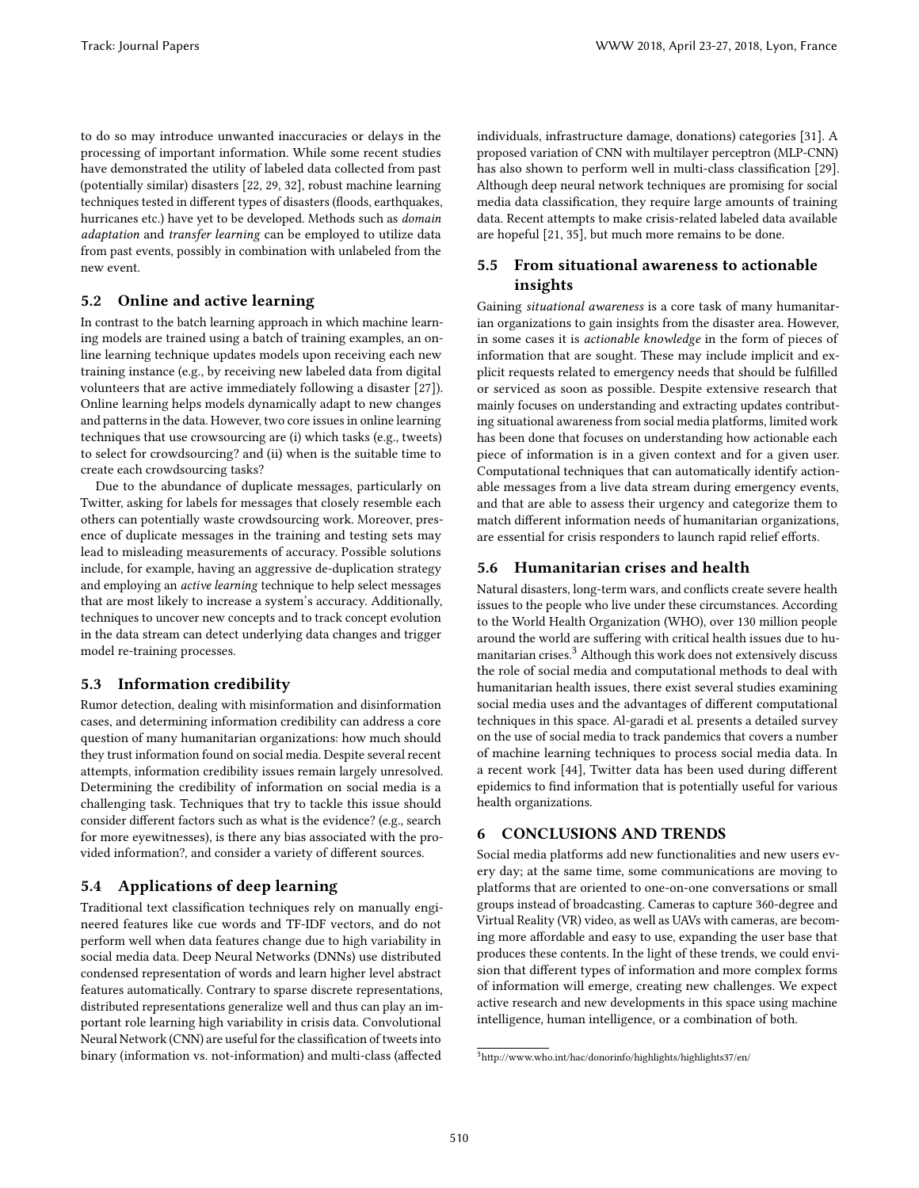to do so may introduce unwanted inaccuracies or delays in the processing of important information. While some recent studies have demonstrated the utility of labeled data collected from past (potentially similar) disasters [22, 29, 32], robust machine learning techniques tested in different types of disasters (floods, earthquakes, hurricanes etc.) have yet to be developed. Methods such as *domain adaptation* and *transfer learning* can be employed to utilize data from past events, possibly in combination with unlabeled from the new event.

### 5.2 Online and active learning

In contrast to the batch learning approach in which machine learning models are trained using a batch of training examples, an online learning technique updates models upon receiving each new training instance (e.g., by receiving new labeled data from digital volunteers that are active immediately following a disaster [27]). Online learning helps models dynamically adapt to new changes and patterns in the data. However, two core issues in online learning techniques that use crowsourcing are (i) which tasks (e.g., tweets) to select for crowdsourcing? and (ii) when is the suitable time to create each crowdsourcing tasks?

Due to the abundance of duplicate messages, particularly on Twitter, asking for labels for messages that closely resemble each others can potentially waste crowdsourcing work. Moreover, presence of duplicate messages in the training and testing sets may lead to misleading measurements of accuracy. Possible solutions include, for example, having an aggressive de-duplication strategy and employing an *active learning* technique to help select messages that are most likely to increase a system's accuracy. Additionally, techniques to uncover new concepts and to track concept evolution in the data stream can detect underlying data changes and trigger model re-training processes.

### 5.3 Information credibility

Rumor detection, dealing with misinformation and disinformation cases, and determining information credibility can address a core question of many humanitarian organizations: how much should they trust information found on social media. Despite several recent attempts, information credibility issues remain largely unresolved. Determining the credibility of information on social media is a challenging task. Techniques that try to tackle this issue should consider different factors such as what is the evidence? (e.g., search for more eyewitnesses), is there any bias associated with the provided information?, and consider a variety of different sources.

### 5.4 Applications of deep learning

Traditional text classification techniques rely on manually engineered features like cue words and TF-IDF vectors, and do not perform well when data features change due to high variability in social media data. Deep Neural Networks (DNNs) use distributed condensed representation of words and learn higher level abstract features automatically. Contrary to sparse discrete representations, distributed representations generalize well and thus can play an important role learning high variability in crisis data. Convolutional Neural Network (CNN) are useful for the classification of tweets into binary (information vs. not-information) and multi-class (affected individuals, infrastructure damage, donations) categories [31]. A proposed variation of CNN with multilayer perceptron (MLP-CNN) has also shown to perform well in multi-class classification [29]. Although deep neural network techniques are promising for social media data classification, they require large amounts of training data. Recent attempts to make crisis-related labeled data available are hopeful [21, 35], but much more remains to be done.

### 5.5 From situational awareness to actionable insights

Gaining *situational awareness* is a core task of many humanitarian organizations to gain insights from the disaster area. However, in some cases it is *actionable knowledge* in the form of pieces of information that are sought. These may include implicit and explicit requests related to emergency needs that should be fulfilled or serviced as soon as possible. Despite extensive research that mainly focuses on understanding and extracting updates contributing situational awareness from social media platforms, limited work has been done that focuses on understanding how actionable each piece of information is in a given context and for a given user. Computational techniques that can automatically identify actionable messages from a live data stream during emergency events, and that are able to assess their urgency and categorize them to match different information needs of humanitarian organizations, are essential for crisis responders to launch rapid relief efforts.

### 5.6 Humanitarian crises and health

Natural disasters, long-term wars, and conflicts create severe health issues to the people who live under these circumstances. According to the World Health Organization (WHO), over 130 million people around the world are suffering with critical health issues due to humanitarian crises.[3] Although this work does not extensively discuss the role of social media and computational methods to deal with humanitarian health issues, there exist several studies examining social media uses and the advantages of different computational techniques in this space. Al-garadi et al. presents a detailed survey on the use of social media to track pandemics that covers a number of machine learning techniques to process social media data. In a recent work [44], Twitter data has been used during different epidemics to find information that is potentially useful for various health organizations.

## 6 CONCLUSIONS AND TRENDS

Social media platforms add new functionalities and new users every day; at the same time, some communications are moving to platforms that are oriented to one-on-one conversations or small groups instead of broadcasting. Cameras to capture 360-degree and Virtual Reality (VR) video, as well as UAVs with cameras, are becoming more affordable and easy to use, expanding the user base that produces these contents. In the light of these trends, we could envision that different types of information and more complex forms of information will emerge, creating new challenges. We expect active research and new developments in this space using machine intelligence, human intelligence, or a combination of both.

[3] http://www.who.int/hac/donorinfo/highlights/highlights37/en/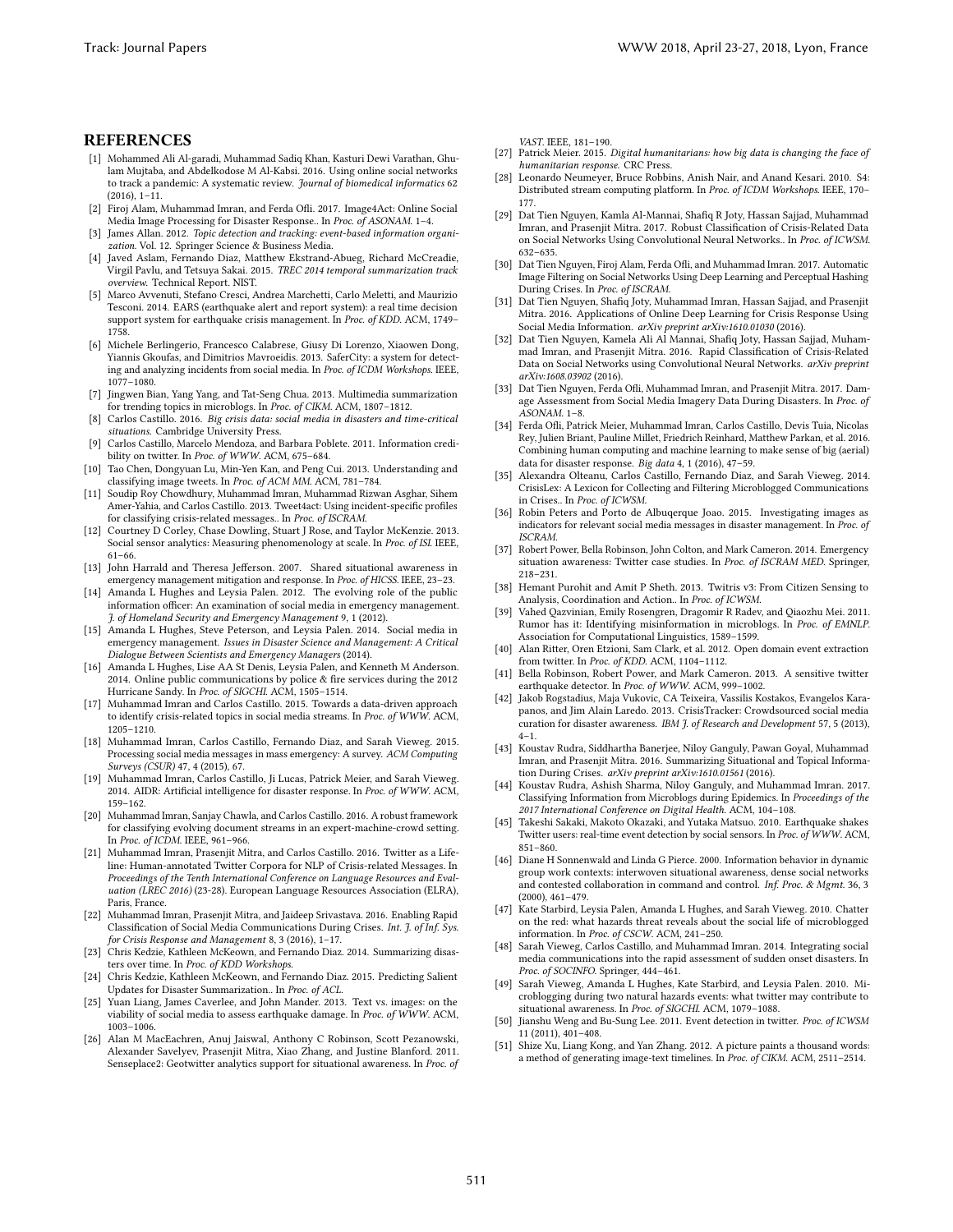## REFERENCES

[1] Mohammed Ali Al-garadi, Muhammad Sadiq Khan, Kasturi Dewi Varathan, Ghulam Mujtaba, and Abdelkodose M Al-Kabsi. 2016. Using online social networks to track a pandemic: A systematic review. *Journal of biomedical informatics* 62 (2016), 1–11.

[2] Firoj Alam, Muhammad Imran, and Ferda Ofli. 2017. Image4Act: Online Social Media Image Processing for Disaster Response.. In *Proc. of ASONAM*. 1–4.

[3] James Allan. 2012. *Topic detection and tracking: event-based information organization*. Vol. 12. Springer Science & Business Media.

[4] Javed Aslam, Fernando Diaz, Matthew Ekstrand-Abueg, Richard McCreadie, Virgil Pavlu, and Tetsuya Sakai. 2015. *TREC 2014 temporal summarization track overview*. Technical Report. NIST.

[5] Marco Avvenuti, Stefano Cresci, Andrea Marchetti, Carlo Meletti, and Maurizio Tesconi. 2014. EARS (earthquake alert and report system): a real time decision support system for earthquake crisis management. In *Proc. of KDD*. ACM, 1749–1758.

[6] Michele Berlingerio, Francesco Calabrese, Giusy Di Lorenzo, Xiaowen Dong, Yiannis Gkoufas, and Dimitrios Mavroeidis. 2013. SaferCity: a system for detecting and analyzing incidents from social media. In *Proc. of ICDM Workshops*. IEEE, 1077–1080.

[7] Jingwen Bian, Yang Yang, and Tat-Seng Chua. 2013. Multimedia summarization for trending topics in microblogs. In *Proc. of CIKM*. ACM, 1807–1812.

[8] Carlos Castillo. 2016. *Big crisis data: social media in disasters and time-critical situations*. Cambridge University Press.

[9] Carlos Castillo, Marcelo Mendoza, and Barbara Poblete. 2011. Information credibility on twitter. In *Proc. of WWW*. ACM, 675–684.

[10] Tao Chen, Dongyuan Lu, Min-Yen Kan, and Peng Cui. 2013. Understanding and classifying image tweets. In *Proc. of ACM MM*. ACM, 781–784.

[11] Soudip Roy Chowdhury, Muhammad Imran, Muhammad Rizwan Asghar, Sihem Amer-Yahia, and Carlos Castillo. 2013. Tweet4act: Using incident-specific profiles for classifying crisis-related messages.. In *Proc. of ISCRAM*.

[12] Courtney D Corley, Chase Dowling, Stuart J Rose, and Taylor McKenzie. 2013. Social sensor analytics: Measuring phenomenology at scale. In *Proc. of ISI*. IEEE, 61–66.

[13] John Harrald and Theresa Jefferson. 2007. Shared situational awareness in emergency management mitigation and response. In *Proc. of HICSS*. IEEE, 23–23.

[14] Amanda L Hughes and Leysia Palen. 2012. The evolving role of the public information officer: An examination of social media in emergency management. *J. of Homeland Security and Emergency Management* 9, 1 (2012).

[15] Amanda L Hughes, Steve Peterson, and Leysia Palen. 2014. Social media in emergency management. *Issues in Disaster Science and Management: A Critical Dialogue Between Scientists and Emergency Managers* (2014).

[16] Amanda L Hughes, Lise AA St Denis, Leysia Palen, and Kenneth M Anderson. 2014. Online public communications by police & fire services during the 2012 Hurricane Sandy. In *Proc. of SIGCHI*. ACM, 1505–1514.

[17] Muhammad Imran and Carlos Castillo. 2015. Towards a data-driven approach to identify crisis-related topics in social media streams. In *Proc. of WWW*. ACM, 1205–1210.

[18] Muhammad Imran, Carlos Castillo, Fernando Diaz, and Sarah Vieweg. 2015. Processing social media messages in mass emergency: A survey. *ACM Computing Surveys (CSUR)* 47, 4 (2015), 67.

[19] Muhammad Imran, Carlos Castillo, Ji Lucas, Patrick Meier, and Sarah Vieweg. 2014. AIDR: Artificial intelligence for disaster response. In *Proc. of WWW*. ACM, 159–162.

[20] Muhammad Imran, Sanjay Chawla, and Carlos Castillo. 2016. A robust framework for classifying evolving document streams in an expert-machine-crowd setting. In *Proc. of ICDM*. IEEE, 961–966.

[21] Muhammad Imran, Prasenjit Mitra, and Carlos Castillo. 2016. Twitter as a Lifeline: Human-annotated Twitter Corpora for NLP of Crisis-related Messages. In *Proceedings of the Tenth International Conference on Language Resources and Evaluation (LREC 2016)* (23-28). European Language Resources Association (ELRA), Paris, France.

[22] Muhammad Imran, Prasenjit Mitra, and Jaideep Srivastava. 2016. Enabling Rapid Classification of Social Media Communications During Crises. *Int. J. of Inf. Sys. for Crisis Response and Management* 8, 3 (2016), 1–17.

[23] Chris Kedzie, Kathleen McKeown, and Fernando Diaz. 2014. Summarizing disasters over time. In *Proc. of KDD Workshops*.

[24] Chris Kedzie, Kathleen McKeown, and Fernando Diaz. 2015. Predicting Salient Updates for Disaster Summarization.. In *Proc. of ACL*.

[25] Yuan Liang, James Caverlee, and John Mander. 2013. Text vs. images: on the viability of social media to assess earthquake damage. In *Proc. of WWW*. ACM, 1003–1006.

[26] Alan M MacEachren, Anuj Jaiswal, Anthony C Robinson, Scott Pezanowski, Alexander Savelyev, Prasenjit Mitra, Xiao Zhang, and Justine Blanford. 2011. Senseplace2: Geotwitter analytics support for situational awareness. In *Proc. of VAST*. IEEE, 181–190.

[27] Patrick Meier. 2015. *Digital humanitarians: how big data is changing the face of humanitarian response*. CRC Press.

[28] Leonardo Neumeyer, Bruce Robbins, Anish Nair, and Anand Kesari. 2010. S4: Distributed stream computing platform. In *Proc. of ICDM Workshops*. IEEE, 170–177.

[29] Dat Tien Nguyen, Kamla Al-Mannai, Shafiq R Joty, Hassan Sajjad, Muhammad Imran, and Prasenjit Mitra. 2017. Robust Classification of Crisis-Related Data on Social Networks Using Convolutional Neural Networks.. In *Proc. of ICWSM*. 632–635.

[30] Dat Tien Nguyen, Firoj Alam, Ferda Ofli, and Muhammad Imran. 2017. Automatic Image Filtering on Social Networks Using Deep Learning and Perceptual Hashing During Crises. In *Proc. of ISCRAM*.

[31] Dat Tien Nguyen, Shafiq Joty, Muhammad Imran, Hassan Sajjad, and Prasenjit Mitra. 2016. Applications of Online Deep Learning for Crisis Response Using Social Media Information. *arXiv preprint arXiv:1610.01030* (2016).

[32] Dat Tien Nguyen, Kamela Ali Al Mannai, Shafiq Joty, Hassan Sajjad, Muhammad Imran, and Prasenjit Mitra. 2016. Rapid Classification of Crisis-Related Data on Social Networks using Convolutional Neural Networks. *arXiv preprint arXiv:1608.03902* (2016).

[33] Dat Tien Nguyen, Ferda Ofli, Muhammad Imran, and Prasenjit Mitra. 2017. Damage Assessment from Social Media Imagery Data During Disasters. In *Proc. of ASONAM*. 1–8.

[34] Ferda Ofli, Patrick Meier, Muhammad Imran, Carlos Castillo, Devis Tuia, Nicolas Rey, Julien Briant, Pauline Millet, Friedrich Reinhard, Matthew Parkan, et al. 2016. Combining human computing and machine learning to make sense of big (aerial) data for disaster response. *Big data* 4, 1 (2016), 47–59.

[35] Alexandra Olteanu, Carlos Castillo, Fernando Diaz, and Sarah Vieweg. 2014. CrisisLex: A Lexicon for Collecting and Filtering Microblogged Communications in Crises.. In *Proc. of ICWSM*.

[36] Robin Peters and Porto de Albuqerque Joao. 2015. Investigating images as indicators for relevant social media messages in disaster management. In *Proc. of ISCRAM*.

[37] Robert Power, Bella Robinson, John Colton, and Mark Cameron. 2014. Emergency situation awareness: Twitter case studies. In *Proc. of ISCRAM MED*. Springer, 218–231.

[38] Hemant Purohit and Amit P Sheth. 2013. Twitris v3: From Citizen Sensing to Analysis, Coordination and Action.. In *Proc. of ICWSM*.

[39] Vahed Qazvinian, Emily Rosengren, Dragomir R Radev, and Qiaozhu Mei. 2011. Rumor has it: Identifying misinformation in microblogs. In *Proc. of EMNLP*. Association for Computational Linguistics, 1589–1599.

[40] Alan Ritter, Oren Etzioni, Sam Clark, et al. 2012. Open domain event extraction from twitter. In *Proc. of KDD*. ACM, 1104–1112.

[41] Bella Robinson, Robert Power, and Mark Cameron. 2013. A sensitive twitter earthquake detector. In *Proc. of WWW*. ACM, 999–1002.

[42] Jakob Rogstadius, Maja Vukovic, CA Teixeira, Vassilis Kostakos, Evangelos Karapanos, and Jim Alain Laredo. 2013. CrisisTracker: Crowdsourced social media curation for disaster awareness. *IBM J. of Research and Development* 57, 5 (2013), 4–1.

[43] Koustav Rudra, Siddhartha Banerjee, Niloy Ganguly, Pawan Goyal, Muhammad Imran, and Prasenjit Mitra. 2016. Summarizing Situational and Topical Information During Crises. *arXiv preprint arXiv:1610.01561* (2016).

[44] Koustav Rudra, Ashish Sharma, Niloy Ganguly, and Muhammad Imran. 2017. Classifying Information from Microblogs during Epidemics. In *Proceedings of the 2017 International Conference on Digital Health*. ACM, 104–108.

[45] Takeshi Sakaki, Makoto Okazaki, and Yutaka Matsuo. 2010. Earthquake shakes Twitter users: real-time event detection by social sensors. In *Proc. of WWW*. ACM, 851–860.

[46] Diane H Sonnenwald and Linda G Pierce. 2000. Information behavior in dynamic group work contexts: interwoven situational awareness, dense social networks and contested collaboration in command and control. *Inf. Proc. & Mgmt.* 36, 3 (2000), 461–479.

[47] Kate Starbird, Leysia Palen, Amanda L Hughes, and Sarah Vieweg. 2010. Chatter on the red: what hazards threat reveals about the social life of microblogged information. In *Proc. of CSCW*. ACM, 241–250.

[48] Sarah Vieweg, Carlos Castillo, and Muhammad Imran. 2014. Integrating social media communications into the rapid assessment of sudden onset disasters. In *Proc. of SOCINFO*. Springer, 444–461.

[49] Sarah Vieweg, Amanda L Hughes, Kate Starbird, and Leysia Palen. 2010. Microblogging during two natural hazards events: what twitter may contribute to situational awareness. In *Proc. of SIGCHI*. ACM, 1079–1088.

[50] Jianshu Weng and Bu-Sung Lee. 2011. Event detection in twitter. *Proc. of ICWSM* 11 (2011), 401–408.

[51] Shize Xu, Liang Kong, and Yan Zhang. 2012. A picture paints a thousand words: a method of generating image-text timelines. In *Proc. of CIKM*. ACM, 2511–2514.